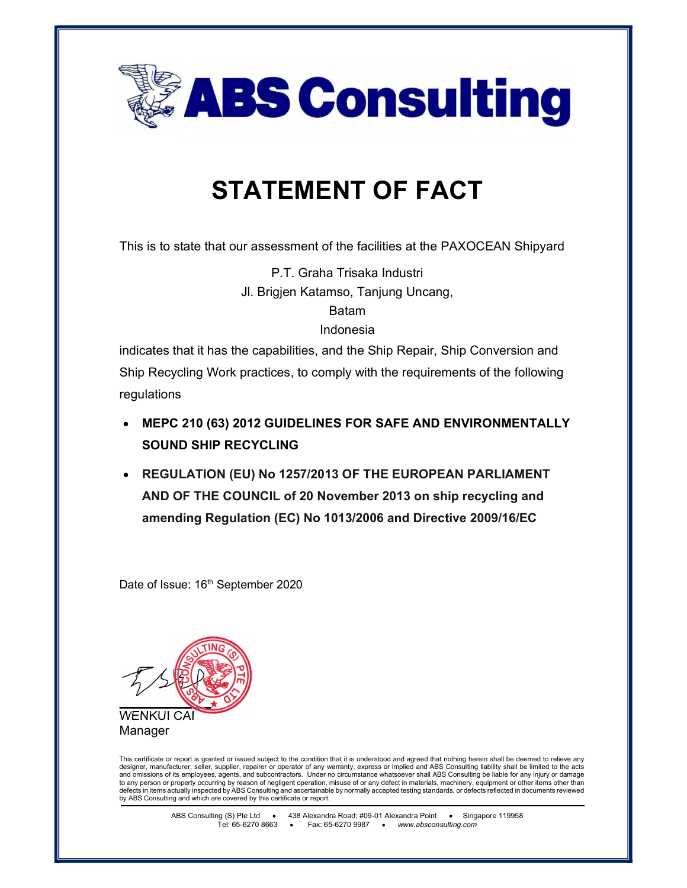ABS Consulting

# STATEMENT OF FACT

This is to state that our assessment of the facilities at the PAXOCEAN Shipyard

P.T. Graha Trisaka Industri
Jl. Brigjen Katamso, Tanjung Uncang,
Batam
Indonesia

indicates that it has the capabilities, and the Ship Repair, Ship Conversion and Ship Recycling Work practices, to comply with the requirements of the following regulations

- **MEPC 210 (63) 2012 GUIDELINES FOR SAFE AND ENVIRONMENTALLY SOUND SHIP RECYCLING**
- **REGULATION (EU) No 1257/2013 OF THE EUROPEAN PARLIAMENT AND OF THE COUNCIL of 20 November 2013 on ship recycling and amending Regulation (EC) No 1013/2006 and Directive 2009/16/EC**

Date of Issue: 16th September 2020

WENKUI CAI
Manager

This certificate or report is granted or issued subject to the condition that it is understood and agreed that nothing herein shall be deemed to relieve any designer, manufacturer, seller, supplier, repairer or operator of any warranty, express or implied and ABS Consulting liability shall be limited to the acts and omissions of its employees, agents, and subcontractors. Under no circumstance whatsoever shall ABS Consulting be liable for any injury or damage to any person or property occurring by reason of negligent operation, misuse of or any defect in materials, machinery, equipment or other items other than defects in items actually inspected by ABS Consulting and ascertainable by normally accepted testing standards, or defects reflected in documents reviewed by ABS Consulting and which are covered by this certificate or report.

ABS Consulting (S) Pte Ltd • 438 Alexandra Road; #09-01 Alexandra Point • Singapore 119958
Tel: 65-6270 8663 • Fax: 65-6270 9987 • *www.absconsulting.com*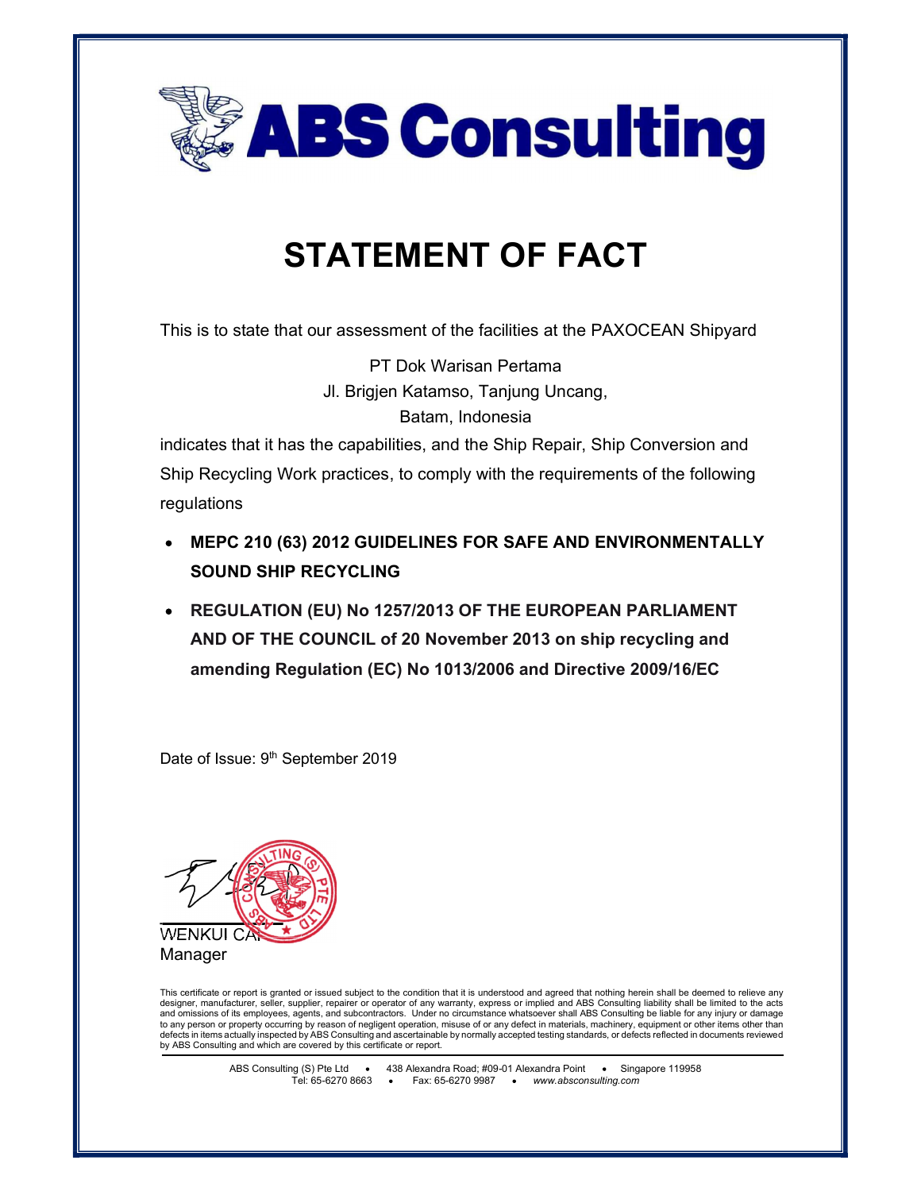# STATEMENT OF FACT

This is to state that our assessment of the facilities at the PAXOCEAN Shipyard

PT Dok Warisan Pertama
Jl. Brigjen Katamso, Tanjung Uncang,
Batam, Indonesia

indicates that it has the capabilities, and the Ship Repair, Ship Conversion and Ship Recycling Work practices, to comply with the requirements of the following regulations

- **MEPC 210 (63) 2012 GUIDELINES FOR SAFE AND ENVIRONMENTALLY SOUND SHIP RECYCLING**
- **REGULATION (EU) No 1257/2013 OF THE EUROPEAN PARLIAMENT AND OF THE COUNCIL of 20 November 2013 on ship recycling and amending Regulation (EC) No 1013/2006 and Directive 2009/16/EC**

Date of Issue: 9th September 2019

WENKUI CAI
Manager

This certificate or report is granted or issued subject to the condition that it is understood and agreed that nothing herein shall be deemed to relieve any designer, manufacturer, seller, supplier, repairer or operator of any warranty, express or implied and ABS Consulting liability shall be limited to the acts and omissions of its employees, agents, and subcontractors. Under no circumstance whatsoever shall ABS Consulting be liable for any injury or damage to any person or property occurring by reason of negligent operation, misuse of or any defect in materials, machinery, equipment or other items other than defects in items actually inspected by ABS Consulting and ascertainable by normally accepted testing standards, or defects reflected in documents reviewed by ABS Consulting and which are covered by this certificate or report.

ABS Consulting (S) Pte Ltd • 438 Alexandra Road; #09-01 Alexandra Point • Singapore 119958
Tel: 65-6270 8663 • Fax: 65-6270 9987 • *www.absconsulting.com*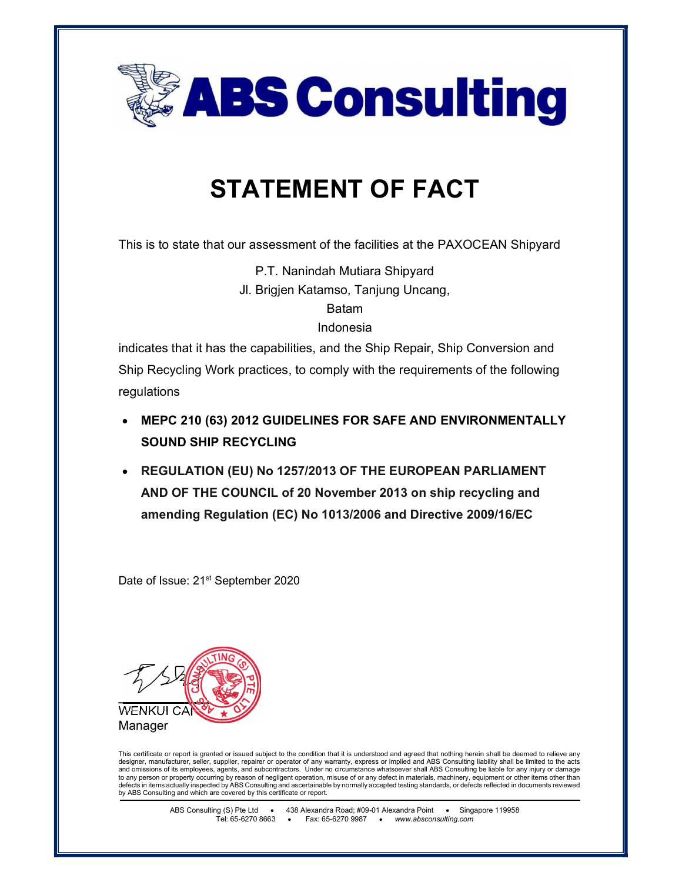# ABS Consulting

# STATEMENT OF FACT

This is to state that our assessment of the facilities at the PAXOCEAN Shipyard

P.T. Nanindah Mutiara Shipyard
Jl. Brigjen Katamso, Tanjung Uncang,
Batam
Indonesia

indicates that it has the capabilities, and the Ship Repair, Ship Conversion and Ship Recycling Work practices, to comply with the requirements of the following regulations

- **MEPC 210 (63) 2012 GUIDELINES FOR SAFE AND ENVIRONMENTALLY SOUND SHIP RECYCLING**
- **REGULATION (EU) No 1257/2013 OF THE EUROPEAN PARLIAMENT AND OF THE COUNCIL of 20 November 2013 on ship recycling and amending Regulation (EC) No 1013/2006 and Directive 2009/16/EC**

Date of Issue: 21st September 2020

WENKUI CAI
Manager

This certificate or report is granted or issued subject to the condition that it is understood and agreed that nothing herein shall be deemed to relieve any designer, manufacturer, seller, supplier, repairer or operator of any warranty, express or implied and ABS Consulting liability shall be limited to the acts and omissions of its employees, agents, and subcontractors. Under no circumstance whatsoever shall ABS Consulting be liable for any injury or damage to any person or property occurring by reason of negligent operation, misuse of or any defect in materials, machinery, equipment or other items other than defects in items actually inspected by ABS Consulting and ascertainable by normally accepted testing standards, or defects reflected in documents reviewed by ABS Consulting and which are covered by this certificate or report.

ABS Consulting (S) Pte Ltd • 438 Alexandra Road; #09-01 Alexandra Point • Singapore 119958
Tel: 65-6270 8663 • Fax: 65-6270 9987 • *www.absconsulting.com*